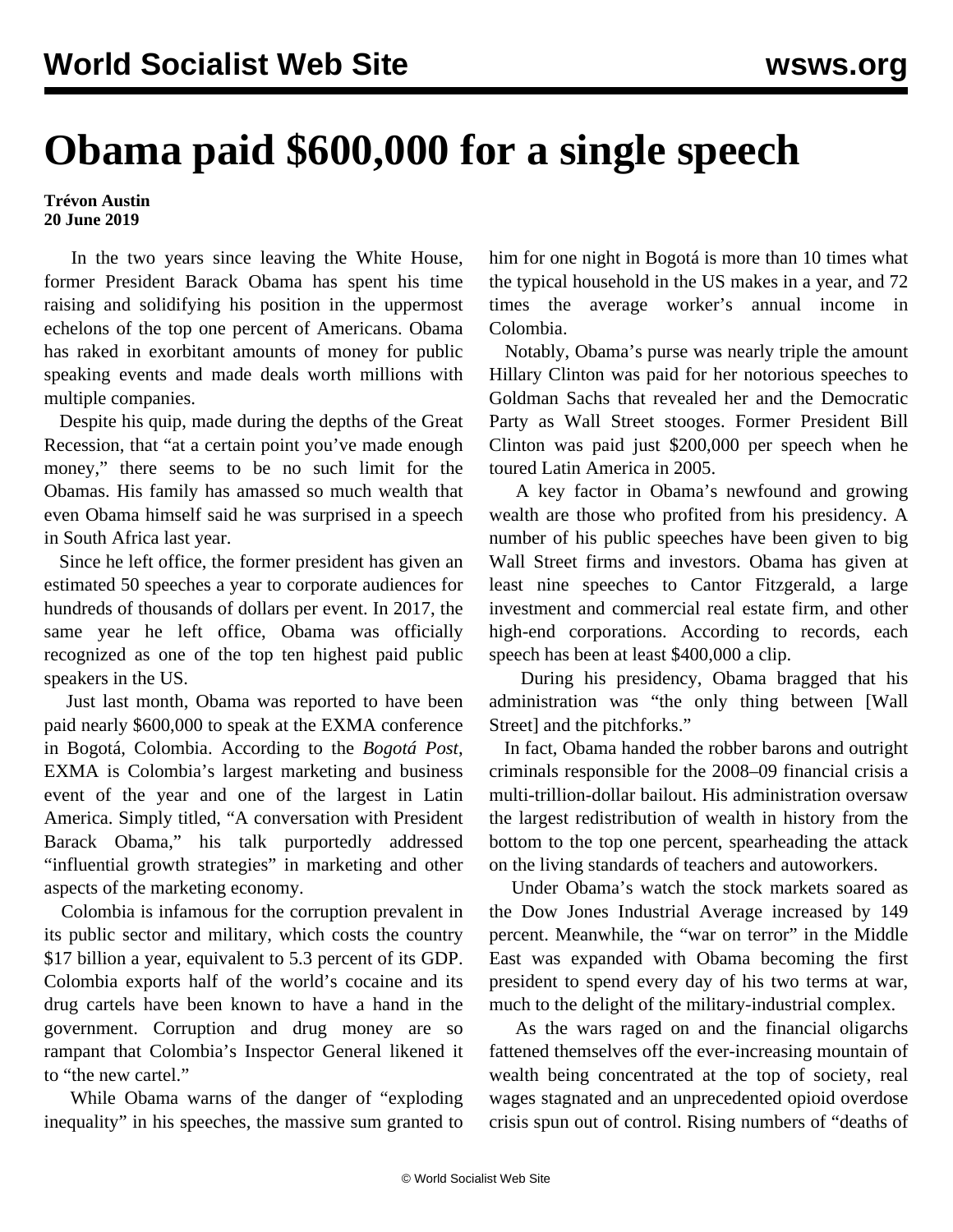# Obama paid $600,000 for a single speech

**Trévon Austin**
**20 June 2019**

In the two years since leaving the White House, former President Barack Obama has spent his time raising and solidifying his position in the uppermost echelons of the top one percent of Americans. Obama has raked in exorbitant amounts of money for public speaking events and made deals worth millions with multiple companies.

Despite his quip, made during the depths of the Great Recession, that "at a certain point you've made enough money," there seems to be no such limit for the Obamas. His family has amassed so much wealth that even Obama himself said he was surprised in a speech in South Africa last year.

Since he left office, the former president has given an estimated 50 speeches a year to corporate audiences for hundreds of thousands of dollars per event. In 2017, the same year he left office, Obama was officially recognized as one of the top ten highest paid public speakers in the US.

Just last month, Obama was reported to have been paid nearly $600,000 to speak at the EXMA conference in Bogotá, Colombia. According to the *Bogotá Post*, EXMA is Colombia's largest marketing and business event of the year and one of the largest in Latin America. Simply titled, "A conversation with President Barack Obama," his talk purportedly addressed "influential growth strategies" in marketing and other aspects of the marketing economy.

Colombia is infamous for the corruption prevalent in its public sector and military, which costs the country $17 billion a year, equivalent to 5.3 percent of its GDP. Colombia exports half of the world's cocaine and its drug cartels have been known to have a hand in the government. Corruption and drug money are so rampant that Colombia's Inspector General likened it to "the new cartel."

While Obama warns of the danger of "exploding inequality" in his speeches, the massive sum granted to him for one night in Bogotá is more than 10 times what the typical household in the US makes in a year, and 72 times the average worker's annual income in Colombia.

Notably, Obama's purse was nearly triple the amount Hillary Clinton was paid for her notorious speeches to Goldman Sachs that revealed her and the Democratic Party as Wall Street stooges. Former President Bill Clinton was paid just $200,000 per speech when he toured Latin America in 2005.

A key factor in Obama's newfound and growing wealth are those who profited from his presidency. A number of his public speeches have been given to big Wall Street firms and investors. Obama has given at least nine speeches to Cantor Fitzgerald, a large investment and commercial real estate firm, and other high-end corporations. According to records, each speech has been at least $400,000 a clip.

During his presidency, Obama bragged that his administration was "the only thing between [Wall Street] and the pitchforks."

In fact, Obama handed the robber barons and outright criminals responsible for the 2008–09 financial crisis a multi-trillion-dollar bailout. His administration oversaw the largest redistribution of wealth in history from the bottom to the top one percent, spearheading the attack on the living standards of teachers and autoworkers.

Under Obama's watch the stock markets soared as the Dow Jones Industrial Average increased by 149 percent. Meanwhile, the "war on terror" in the Middle East was expanded with Obama becoming the first president to spend every day of his two terms at war, much to the delight of the military-industrial complex.

As the wars raged on and the financial oligarchs fattened themselves off the ever-increasing mountain of wealth being concentrated at the top of society, real wages stagnated and an unprecedented opioid overdose crisis spun out of control. Rising numbers of "deaths of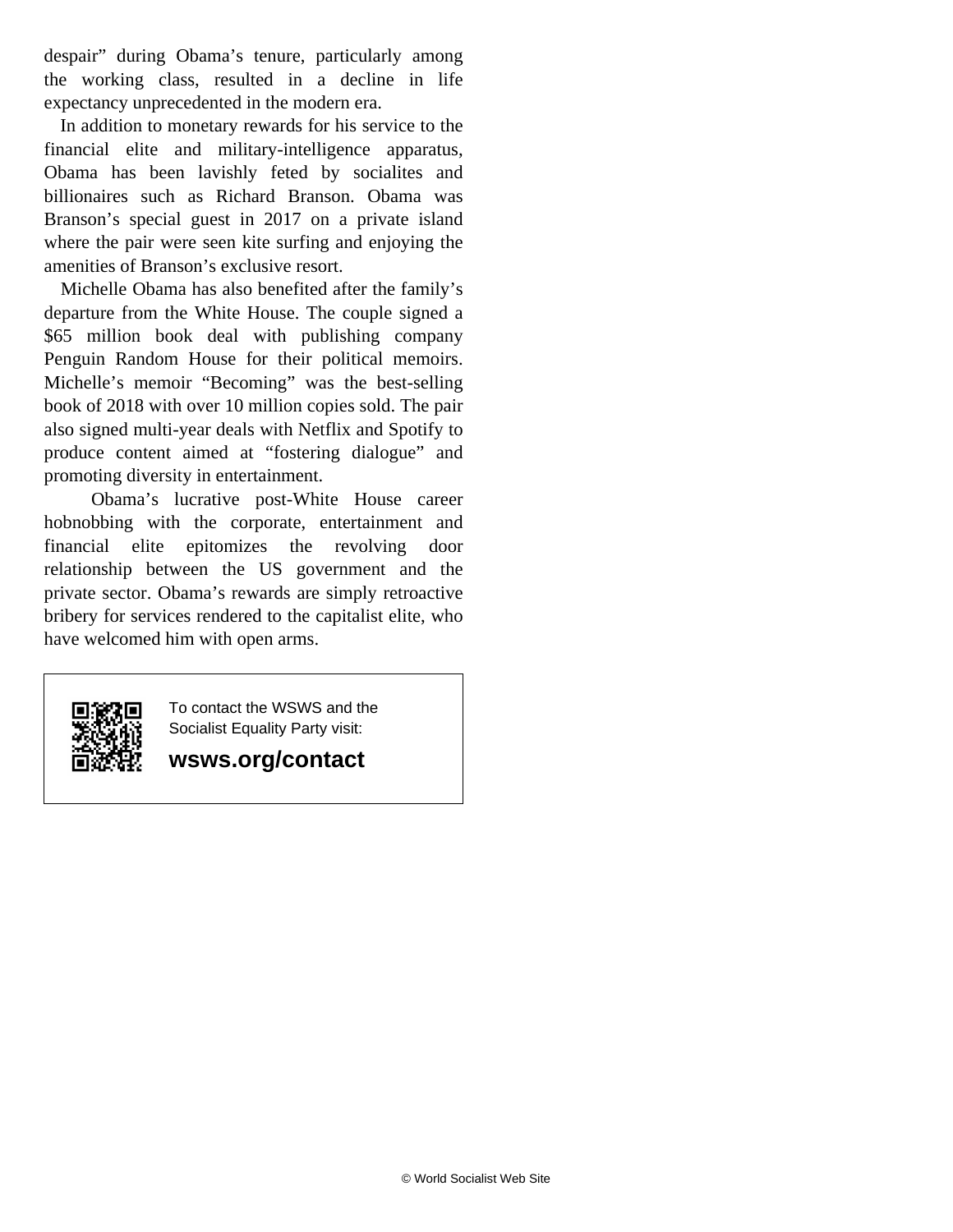despair" during Obama's tenure, particularly among the working class, resulted in a decline in life expectancy unprecedented in the modern era.

In addition to monetary rewards for his service to the financial elite and military-intelligence apparatus, Obama has been lavishly feted by socialites and billionaires such as Richard Branson. Obama was Branson's special guest in 2017 on a private island where the pair were seen kite surfing and enjoying the amenities of Branson's exclusive resort.

Michelle Obama has also benefited after the family's departure from the White House. The couple signed a $65 million book deal with publishing company Penguin Random House for their political memoirs. Michelle's memoir "Becoming" was the best-selling book of 2018 with over 10 million copies sold. The pair also signed multi-year deals with Netflix and Spotify to produce content aimed at "fostering dialogue" and promoting diversity in entertainment.

Obama's lucrative post-White House career hobnobbing with the corporate, entertainment and financial elite epitomizes the revolving door relationship between the US government and the private sector. Obama's rewards are simply retroactive bribery for services rendered to the capitalist elite, who have welcomed him with open arms.

To contact the WSWS and the Socialist Equality Party visit:

**wsws.org/contact**